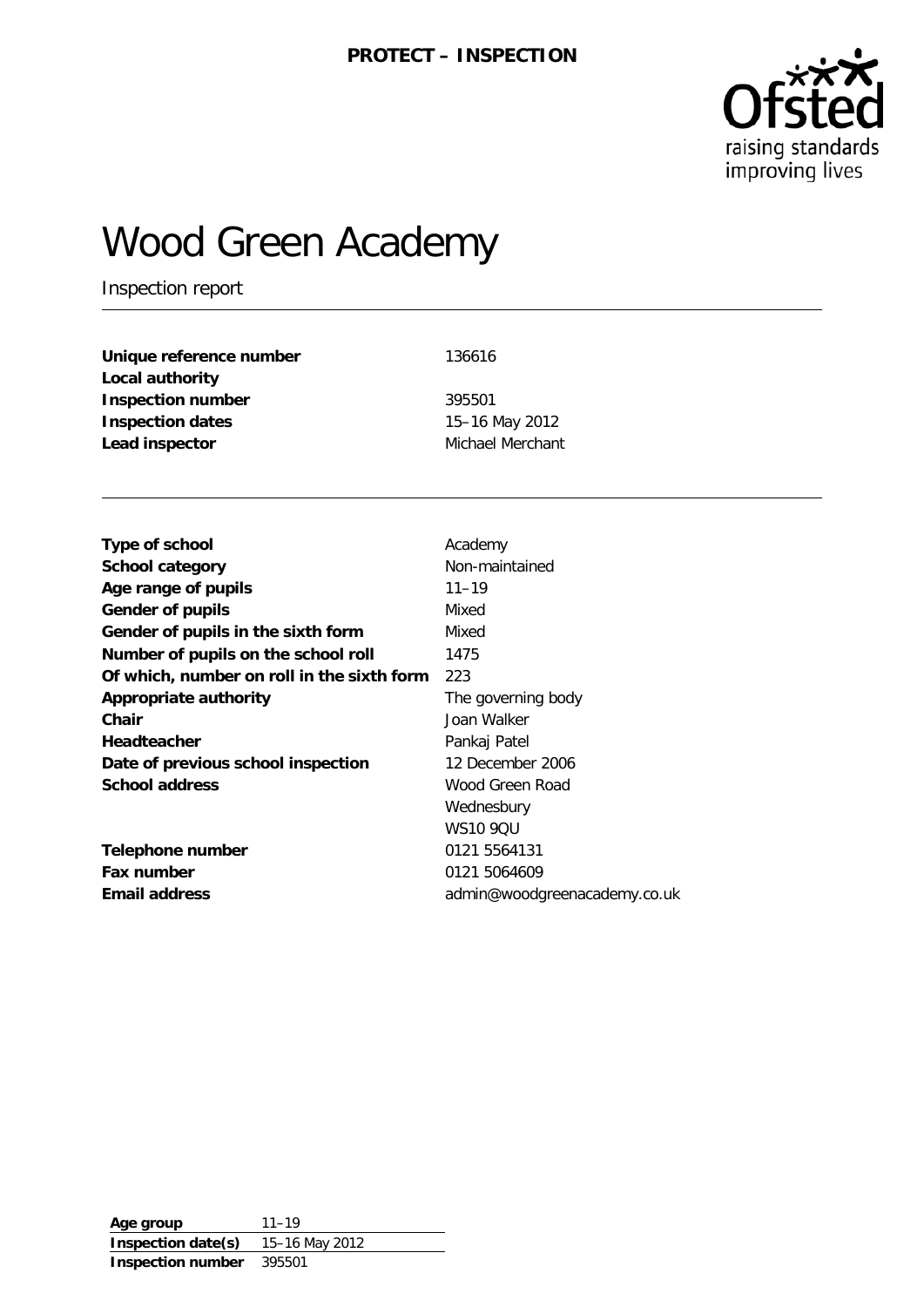**PROTECT – INSPECTION**

# Wood Green Academy

Inspection report

| | |
|---|---|
| **Unique reference number** | 136616 |
| **Local authority** | |
| **Inspection number** | 395501 |
| **Inspection dates** | 15–16 May 2012 |
| **Lead inspector** | Michael Merchant |

| | |
|---|---|
| **Type of school** | Academy |
| **School category** | Non-maintained |
| **Age range of pupils** | 11–19 |
| **Gender of pupils** | Mixed |
| **Gender of pupils in the sixth form** | Mixed |
| **Number of pupils on the school roll** | 1475 |
| **Of which, number on roll in the sixth form** | 223 |
| **Appropriate authority** | The governing body |
| **Chair** | Joan Walker |
| **Headteacher** | Pankaj Patel |
| **Date of previous school inspection** | 12 December 2006 |
| **School address** | Wood Green Road<br>Wednesbury<br>WS10 9QU |
| **Telephone number** | 0121 5564131 |
| **Fax number** | 0121 5064609 |
| **Email address** | admin@woodgreenacademy.co.uk |

| | |
|---|---|
| **Age group** | 11–19 |
| **Inspection date(s)** | 15–16 May 2012 |
| **Inspection number** | 395501 |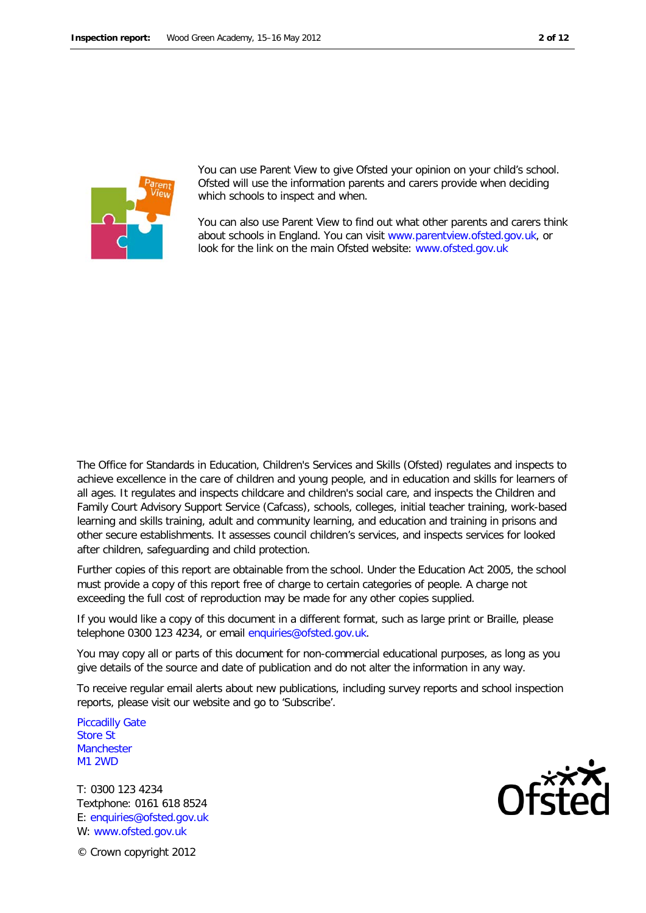You can use Parent View to give Ofsted your opinion on your child's school. Ofsted will use the information parents and carers provide when deciding which schools to inspect and when.

You can also use Parent View to find out what other parents and carers think about schools in England. You can visit www.parentview.ofsted.gov.uk, or look for the link on the main Ofsted website: www.ofsted.gov.uk

The Office for Standards in Education, Children's Services and Skills (Ofsted) regulates and inspects to achieve excellence in the care of children and young people, and in education and skills for learners of all ages. It regulates and inspects childcare and children's social care, and inspects the Children and Family Court Advisory Support Service (Cafcass), schools, colleges, initial teacher training, work-based learning and skills training, adult and community learning, and education and training in prisons and other secure establishments. It assesses council children's services, and inspects services for looked after children, safeguarding and child protection.

Further copies of this report are obtainable from the school. Under the Education Act 2005, the school must provide a copy of this report free of charge to certain categories of people. A charge not exceeding the full cost of reproduction may be made for any other copies supplied.

If you would like a copy of this document in a different format, such as large print or Braille, please telephone 0300 123 4234, or email enquiries@ofsted.gov.uk.

You may copy all or parts of this document for non-commercial educational purposes, as long as you give details of the source and date of publication and do not alter the information in any way.

To receive regular email alerts about new publications, including survey reports and school inspection reports, please visit our website and go to 'Subscribe'.

Piccadilly Gate
Store St
Manchester
M1 2WD

T: 0300 123 4234
Textphone: 0161 618 8524
E: enquiries@ofsted.gov.uk
W: www.ofsted.gov.uk

© Crown copyright 2012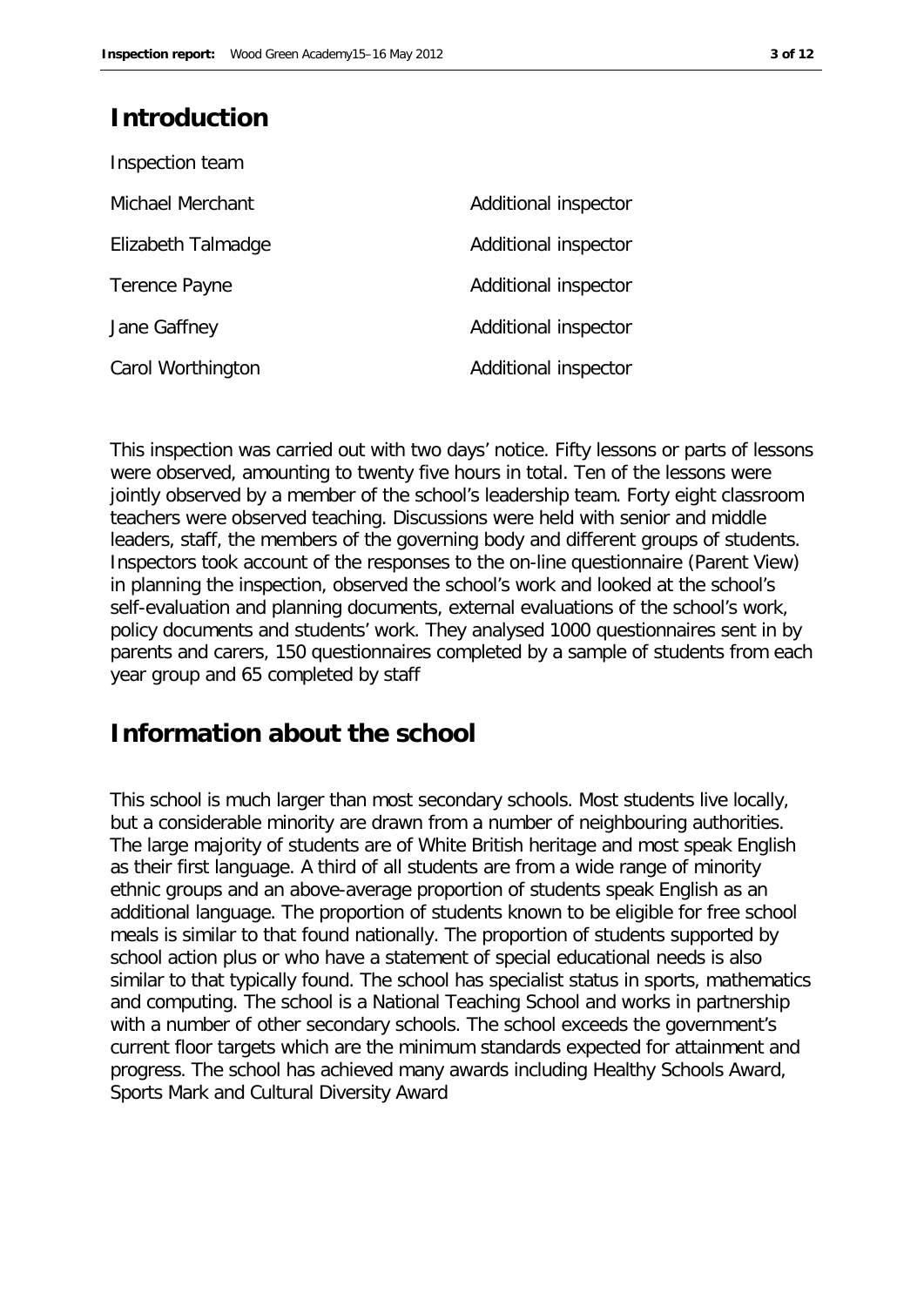## Introduction

Inspection team

| | |
|---|---|
| Michael Merchant | Additional inspector |
| Elizabeth Talmadge | Additional inspector |
| Terence Payne | Additional inspector |
| Jane Gaffney | Additional inspector |
| Carol Worthington | Additional inspector |

This inspection was carried out with two days' notice. Fifty lessons or parts of lessons were observed, amounting to twenty five hours in total. Ten of the lessons were jointly observed by a member of the school's leadership team. Forty eight classroom teachers were observed teaching. Discussions were held with senior and middle leaders, staff, the members of the governing body and different groups of students. Inspectors took account of the responses to the on-line questionnaire (Parent View) in planning the inspection, observed the school's work and looked at the school's self-evaluation and planning documents, external evaluations of the school's work, policy documents and students' work. They analysed 1000 questionnaires sent in by parents and carers, 150 questionnaires completed by a sample of students from each year group and 65 completed by staff

## Information about the school

This school is much larger than most secondary schools. Most students live locally, but a considerable minority are drawn from a number of neighbouring authorities. The large majority of students are of White British heritage and most speak English as their first language. A third of all students are from a wide range of minority ethnic groups and an above-average proportion of students speak English as an additional language. The proportion of students known to be eligible for free school meals is similar to that found nationally. The proportion of students supported by school action plus or who have a statement of special educational needs is also similar to that typically found. The school has specialist status in sports, mathematics and computing. The school is a National Teaching School and works in partnership with a number of other secondary schools. The school exceeds the government's current floor targets which are the minimum standards expected for attainment and progress. The school has achieved many awards including Healthy Schools Award, Sports Mark and Cultural Diversity Award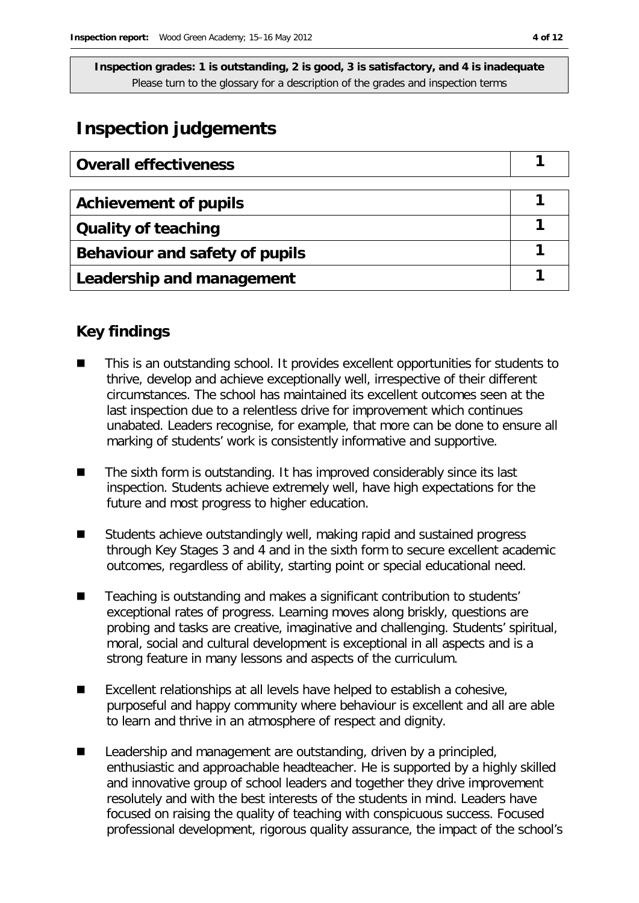**Inspection grades: 1 is outstanding, 2 is good, 3 is satisfactory, and 4 is inadequate**
Please turn to the glossary for a description of the grades and inspection terms

# Inspection judgements

| Overall effectiveness | 1 |
| --- | --- |
| Achievement of pupils | 1 |
| Quality of teaching | 1 |
| Behaviour and safety of pupils | 1 |
| Leadership and management | 1 |

## Key findings

- This is an outstanding school. It provides excellent opportunities for students to thrive, develop and achieve exceptionally well, irrespective of their different circumstances. The school has maintained its excellent outcomes seen at the last inspection due to a relentless drive for improvement which continues unabated. Leaders recognise, for example, that more can be done to ensure all marking of students' work is consistently informative and supportive.
- The sixth form is outstanding. It has improved considerably since its last inspection. Students achieve extremely well, have high expectations for the future and most progress to higher education.
- Students achieve outstandingly well, making rapid and sustained progress through Key Stages 3 and 4 and in the sixth form to secure excellent academic outcomes, regardless of ability, starting point or special educational need.
- Teaching is outstanding and makes a significant contribution to students' exceptional rates of progress. Learning moves along briskly, questions are probing and tasks are creative, imaginative and challenging. Students' spiritual, moral, social and cultural development is exceptional in all aspects and is a strong feature in many lessons and aspects of the curriculum.
- Excellent relationships at all levels have helped to establish a cohesive, purposeful and happy community where behaviour is excellent and all are able to learn and thrive in an atmosphere of respect and dignity.
- Leadership and management are outstanding, driven by a principled, enthusiastic and approachable headteacher. He is supported by a highly skilled and innovative group of school leaders and together they drive improvement resolutely and with the best interests of the students in mind. Leaders have focused on raising the quality of teaching with conspicuous success. Focused professional development, rigorous quality assurance, the impact of the school's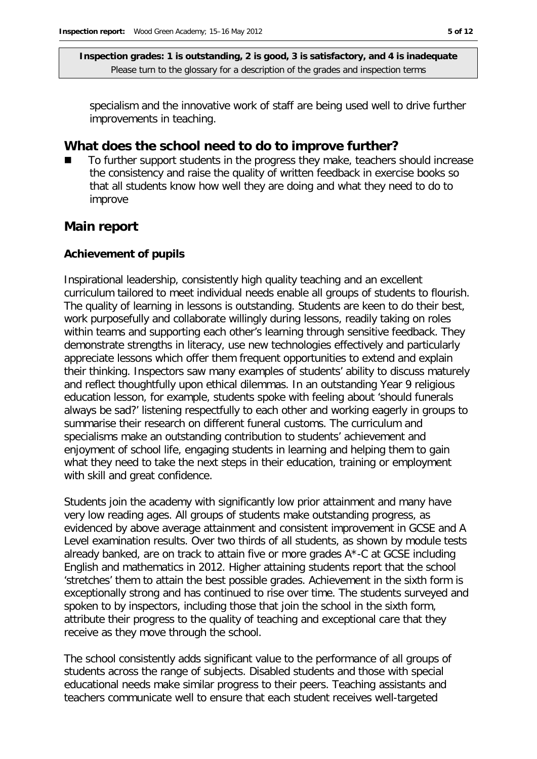specialism and the innovative work of staff are being used well to drive further improvements in teaching.

## What does the school need to do to improve further?

- To further support students in the progress they make, teachers should increase the consistency and raise the quality of written feedback in exercise books so that all students know how well they are doing and what they need to do to improve

## Main report

### Achievement of pupils

Inspirational leadership, consistently high quality teaching and an excellent curriculum tailored to meet individual needs enable all groups of students to flourish. The quality of learning in lessons is outstanding. Students are keen to do their best, work purposefully and collaborate willingly during lessons, readily taking on roles within teams and supporting each other's learning through sensitive feedback. They demonstrate strengths in literacy, use new technologies effectively and particularly appreciate lessons which offer them frequent opportunities to extend and explain their thinking. Inspectors saw many examples of students' ability to discuss maturely and reflect thoughtfully upon ethical dilemmas. In an outstanding Year 9 religious education lesson, for example, students spoke with feeling about 'should funerals always be sad?' listening respectfully to each other and working eagerly in groups to summarise their research on different funeral customs. The curriculum and specialisms make an outstanding contribution to students' achievement and enjoyment of school life, engaging students in learning and helping them to gain what they need to take the next steps in their education, training or employment with skill and great confidence.

Students join the academy with significantly low prior attainment and many have very low reading ages. All groups of students make outstanding progress, as evidenced by above average attainment and consistent improvement in GCSE and A Level examination results. Over two thirds of all students, as shown by module tests already banked, are on track to attain five or more grades A*-C at GCSE including English and mathematics in 2012. Higher attaining students report that the school 'stretches' them to attain the best possible grades. Achievement in the sixth form is exceptionally strong and has continued to rise over time. The students surveyed and spoken to by inspectors, including those that join the school in the sixth form, attribute their progress to the quality of teaching and exceptional care that they receive as they move through the school.

The school consistently adds significant value to the performance of all groups of students across the range of subjects. Disabled students and those with special educational needs make similar progress to their peers. Teaching assistants and teachers communicate well to ensure that each student receives well-targeted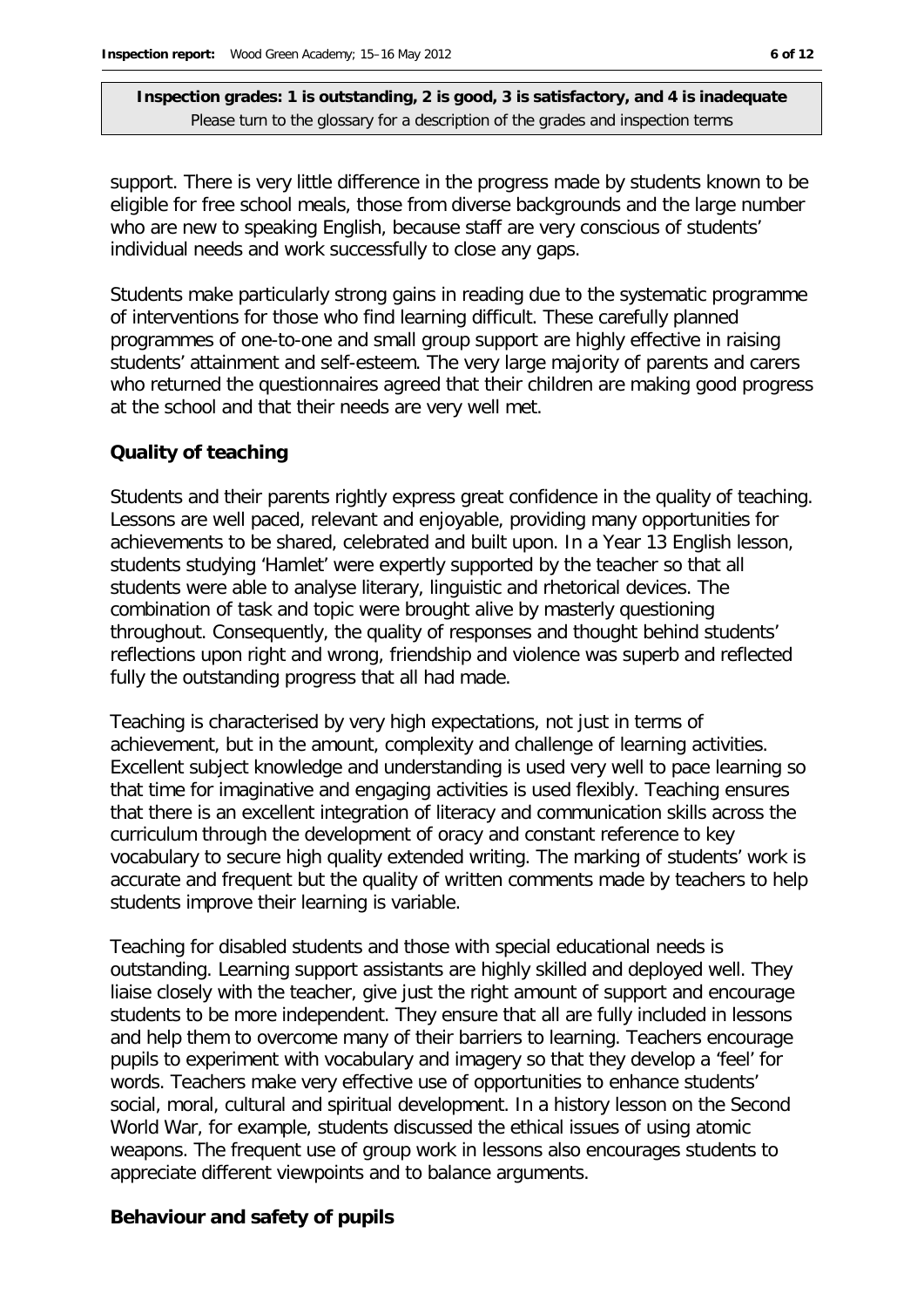**Inspection grades: 1 is outstanding, 2 is good, 3 is satisfactory, and 4 is inadequate**
Please turn to the glossary for a description of the grades and inspection terms

support. There is very little difference in the progress made by students known to be eligible for free school meals, those from diverse backgrounds and the large number who are new to speaking English, because staff are very conscious of students' individual needs and work successfully to close any gaps.

Students make particularly strong gains in reading due to the systematic programme of interventions for those who find learning difficult. These carefully planned programmes of one-to-one and small group support are highly effective in raising students' attainment and self-esteem. The very large majority of parents and carers who returned the questionnaires agreed that their children are making good progress at the school and that their needs are very well met.

## Quality of teaching

Students and their parents rightly express great confidence in the quality of teaching. Lessons are well paced, relevant and enjoyable, providing many opportunities for achievements to be shared, celebrated and built upon. In a Year 13 English lesson, students studying 'Hamlet' were expertly supported by the teacher so that all students were able to analyse literary, linguistic and rhetorical devices. The combination of task and topic were brought alive by masterly questioning throughout. Consequently, the quality of responses and thought behind students' reflections upon right and wrong, friendship and violence was superb and reflected fully the outstanding progress that all had made.

Teaching is characterised by very high expectations, not just in terms of achievement, but in the amount, complexity and challenge of learning activities. Excellent subject knowledge and understanding is used very well to pace learning so that time for imaginative and engaging activities is used flexibly. Teaching ensures that there is an excellent integration of literacy and communication skills across the curriculum through the development of oracy and constant reference to key vocabulary to secure high quality extended writing. The marking of students' work is accurate and frequent but the quality of written comments made by teachers to help students improve their learning is variable.

Teaching for disabled students and those with special educational needs is outstanding. Learning support assistants are highly skilled and deployed well. They liaise closely with the teacher, give just the right amount of support and encourage students to be more independent. They ensure that all are fully included in lessons and help them to overcome many of their barriers to learning. Teachers encourage pupils to experiment with vocabulary and imagery so that they develop a 'feel' for words. Teachers make very effective use of opportunities to enhance students' social, moral, cultural and spiritual development. In a history lesson on the Second World War, for example, students discussed the ethical issues of using atomic weapons. The frequent use of group work in lessons also encourages students to appreciate different viewpoints and to balance arguments.

## Behaviour and safety of pupils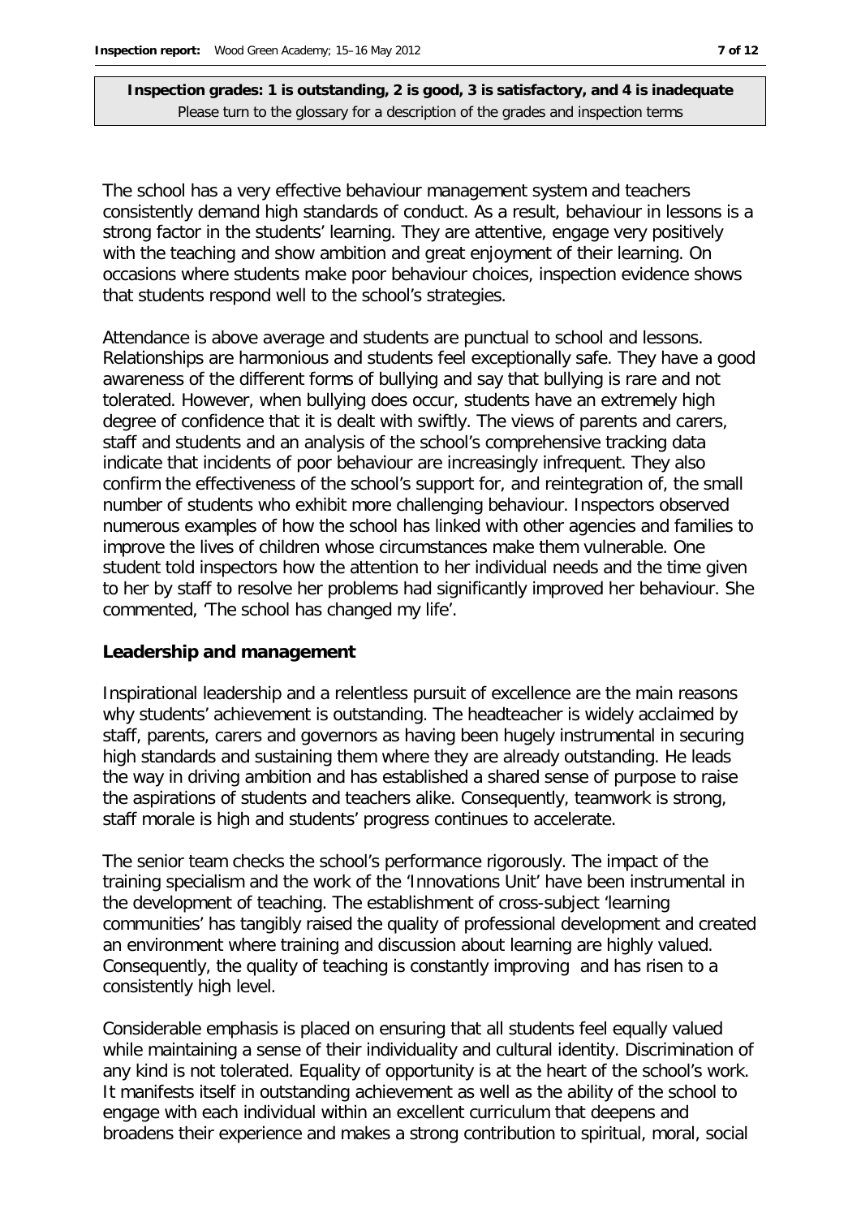**Inspection grades: 1 is outstanding, 2 is good, 3 is satisfactory, and 4 is inadequate**
Please turn to the glossary for a description of the grades and inspection terms

The school has a very effective behaviour management system and teachers consistently demand high standards of conduct. As a result, behaviour in lessons is a strong factor in the students' learning. They are attentive, engage very positively with the teaching and show ambition and great enjoyment of their learning. On occasions where students make poor behaviour choices, inspection evidence shows that students respond well to the school's strategies.

Attendance is above average and students are punctual to school and lessons. Relationships are harmonious and students feel exceptionally safe. They have a good awareness of the different forms of bullying and say that bullying is rare and not tolerated. However, when bullying does occur, students have an extremely high degree of confidence that it is dealt with swiftly. The views of parents and carers, staff and students and an analysis of the school's comprehensive tracking data indicate that incidents of poor behaviour are increasingly infrequent. They also confirm the effectiveness of the school's support for, and reintegration of, the small number of students who exhibit more challenging behaviour. Inspectors observed numerous examples of how the school has linked with other agencies and families to improve the lives of children whose circumstances make them vulnerable. One student told inspectors how the attention to her individual needs and the time given to her by staff to resolve her problems had significantly improved her behaviour. She commented, 'The school has changed my life'.

## Leadership and management

Inspirational leadership and a relentless pursuit of excellence are the main reasons why students' achievement is outstanding. The headteacher is widely acclaimed by staff, parents, carers and governors as having been hugely instrumental in securing high standards and sustaining them where they are already outstanding. He leads the way in driving ambition and has established a shared sense of purpose to raise the aspirations of students and teachers alike. Consequently, teamwork is strong, staff morale is high and students' progress continues to accelerate.

The senior team checks the school's performance rigorously. The impact of the training specialism and the work of the 'Innovations Unit' have been instrumental in the development of teaching. The establishment of cross-subject 'learning communities' has tangibly raised the quality of professional development and created an environment where training and discussion about learning are highly valued. Consequently, the quality of teaching is constantly improving and has risen to a consistently high level.

Considerable emphasis is placed on ensuring that all students feel equally valued while maintaining a sense of their individuality and cultural identity. Discrimination of any kind is not tolerated. Equality of opportunity is at the heart of the school's work. It manifests itself in outstanding achievement as well as the ability of the school to engage with each individual within an excellent curriculum that deepens and broadens their experience and makes a strong contribution to spiritual, moral, social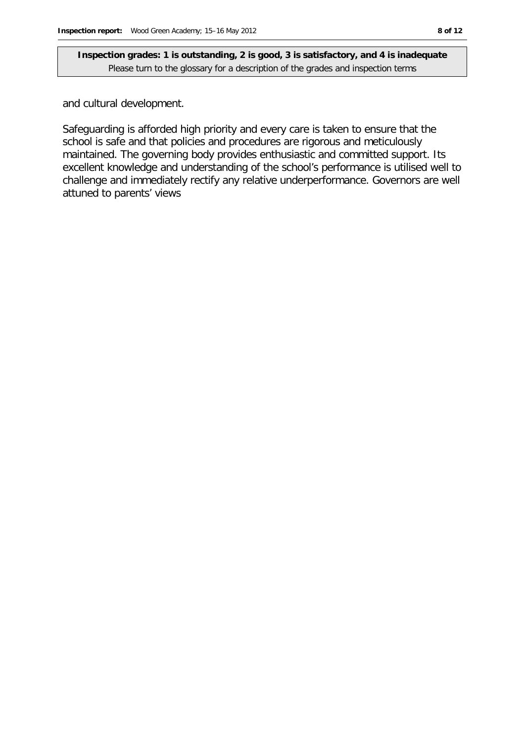and cultural development.

Safeguarding is afforded high priority and every care is taken to ensure that the school is safe and that policies and procedures are rigorous and meticulously maintained. The governing body provides enthusiastic and committed support. Its excellent knowledge and understanding of the school's performance is utilised well to challenge and immediately rectify any relative underperformance. Governors are well attuned to parents' views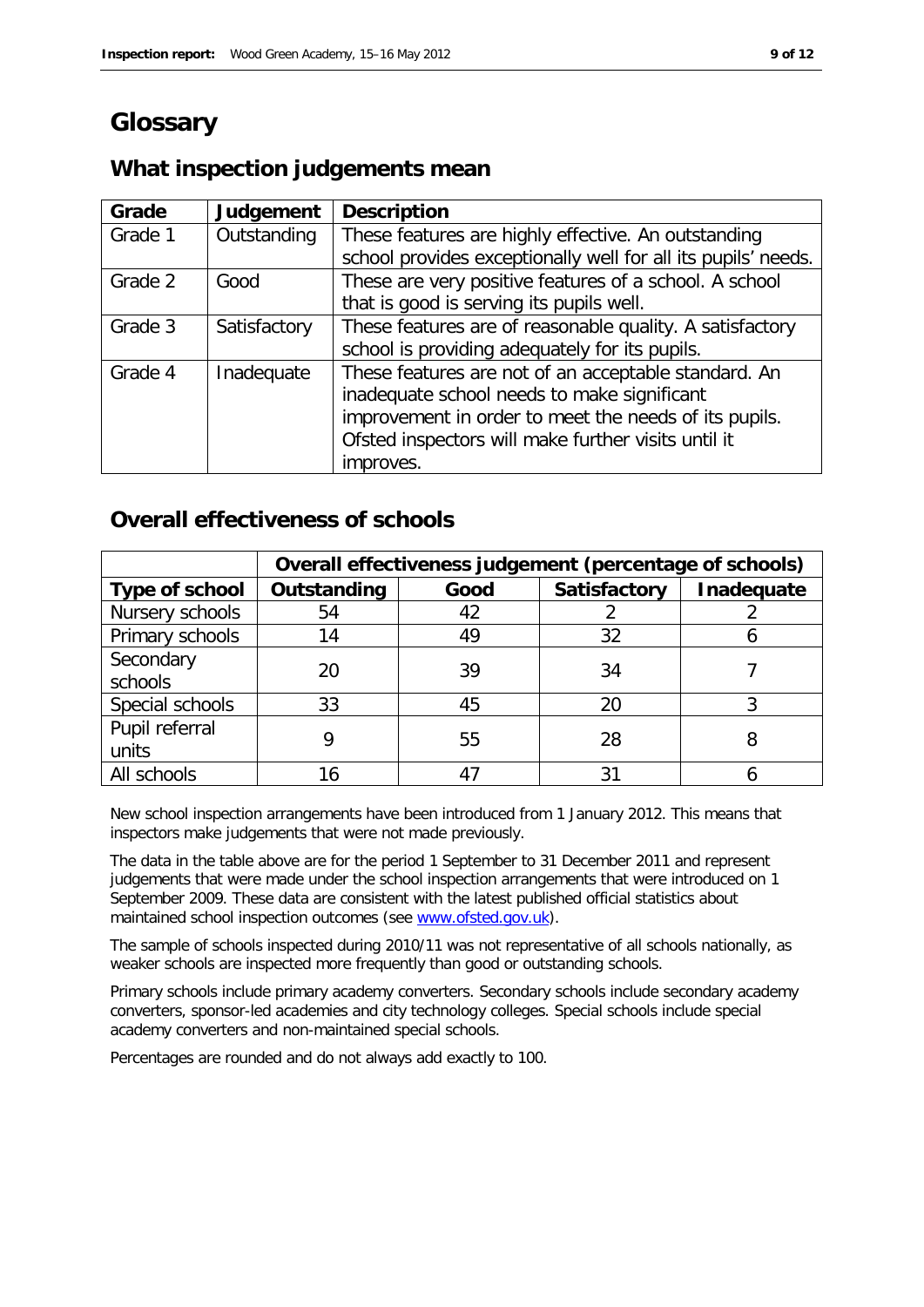# Glossary

## What inspection judgements mean

| Grade | Judgement | Description |
|---|---|---|
| Grade 1 | Outstanding | These features are highly effective. An outstanding school provides exceptionally well for all its pupils' needs. |
| Grade 2 | Good | These are very positive features of a school. A school that is good is serving its pupils well. |
| Grade 3 | Satisfactory | These features are of reasonable quality. A satisfactory school is providing adequately for its pupils. |
| Grade 4 | Inadequate | These features are not of an acceptable standard. An inadequate school needs to make significant improvement in order to meet the needs of its pupils. Ofsted inspectors will make further visits until it improves. |

## Overall effectiveness of schools

| | Overall effectiveness judgement (percentage of schools) | | | |
|---|---|---|---|---|
| **Type of school** | **Outstanding** | **Good** | **Satisfactory** | **Inadequate** |
| Nursery schools | 54 | 42 | 2 | 2 |
| Primary schools | 14 | 49 | 32 | 6 |
| Secondary schools | 20 | 39 | 34 | 7 |
| Special schools | 33 | 45 | 20 | 3 |
| Pupil referral units | 9 | 55 | 28 | 8 |
| All schools | 16 | 47 | 31 | 6 |

New school inspection arrangements have been introduced from 1 January 2012. This means that inspectors make judgements that were not made previously.

The data in the table above are for the period 1 September to 31 December 2011 and represent judgements that were made under the school inspection arrangements that were introduced on 1 September 2009. These data are consistent with the latest published official statistics about maintained school inspection outcomes (see www.ofsted.gov.uk).

The sample of schools inspected during 2010/11 was not representative of all schools nationally, as weaker schools are inspected more frequently than good or outstanding schools.

Primary schools include primary academy converters. Secondary schools include secondary academy converters, sponsor-led academies and city technology colleges. Special schools include special academy converters and non-maintained special schools.

Percentages are rounded and do not always add exactly to 100.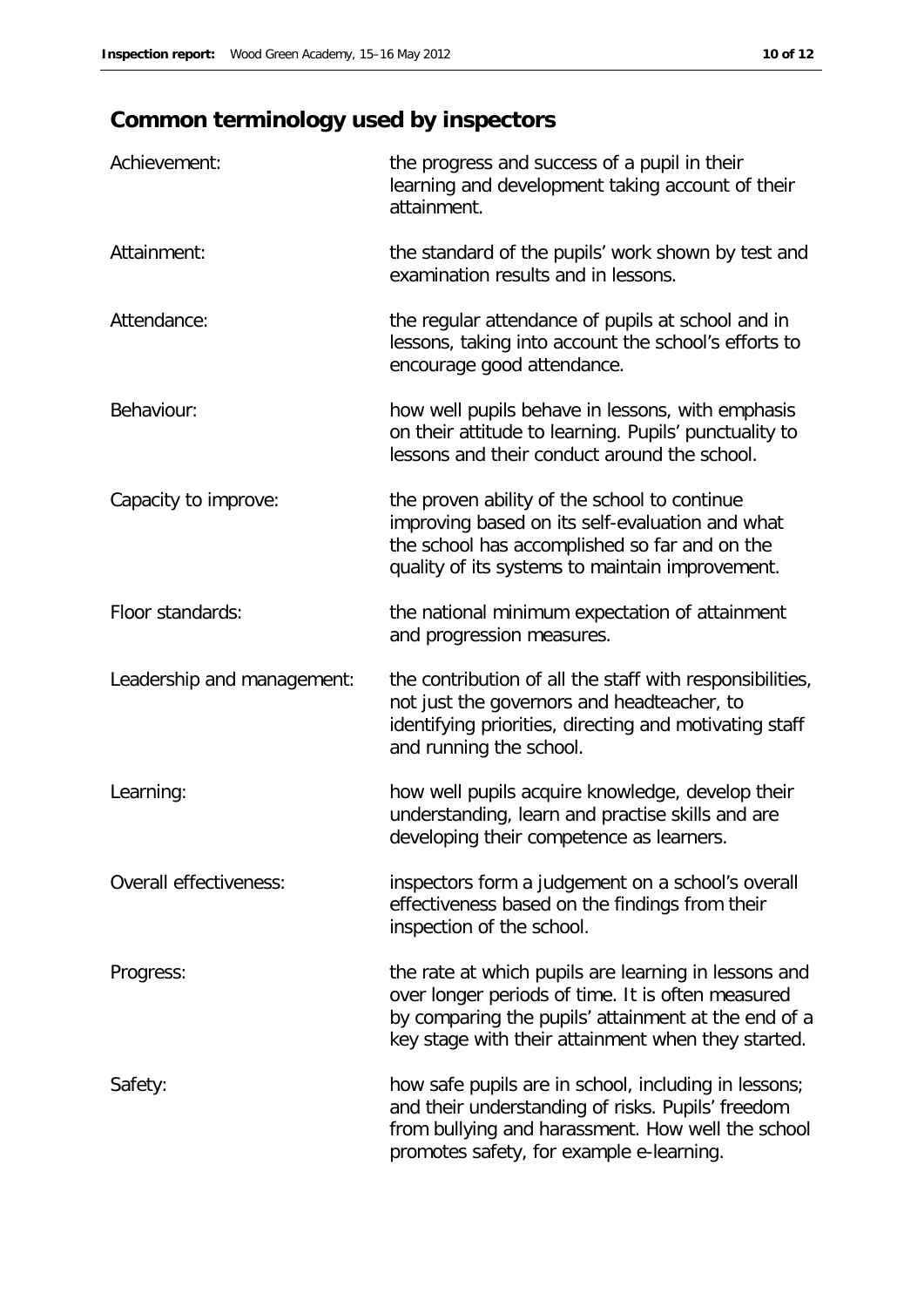## Common terminology used by inspectors

| | |
|---|---|
| Achievement: | the progress and success of a pupil in their learning and development taking account of their attainment. |
| Attainment: | the standard of the pupils' work shown by test and examination results and in lessons. |
| Attendance: | the regular attendance of pupils at school and in lessons, taking into account the school's efforts to encourage good attendance. |
| Behaviour: | how well pupils behave in lessons, with emphasis on their attitude to learning. Pupils' punctuality to lessons and their conduct around the school. |
| Capacity to improve: | the proven ability of the school to continue improving based on its self-evaluation and what the school has accomplished so far and on the quality of its systems to maintain improvement. |
| Floor standards: | the national minimum expectation of attainment and progression measures. |
| Leadership and management: | the contribution of all the staff with responsibilities, not just the governors and headteacher, to identifying priorities, directing and motivating staff and running the school. |
| Learning: | how well pupils acquire knowledge, develop their understanding, learn and practise skills and are developing their competence as learners. |
| Overall effectiveness: | inspectors form a judgement on a school's overall effectiveness based on the findings from their inspection of the school. |
| Progress: | the rate at which pupils are learning in lessons and over longer periods of time. It is often measured by comparing the pupils' attainment at the end of a key stage with their attainment when they started. |
| Safety: | how safe pupils are in school, including in lessons; and their understanding of risks. Pupils' freedom from bullying and harassment. How well the school promotes safety, for example e-learning. |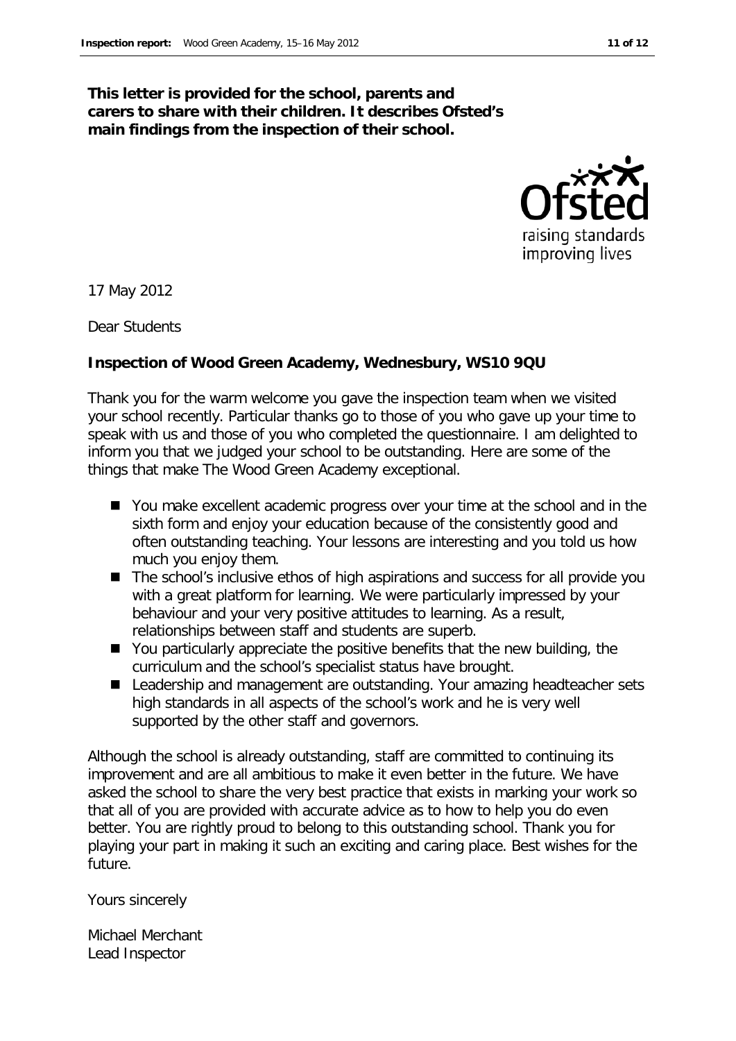**This letter is provided for the school, parents and carers to share with their children. It describes Ofsted's main findings from the inspection of their school.**

17 May 2012

Dear Students

**Inspection of Wood Green Academy, Wednesbury, WS10 9QU**

Thank you for the warm welcome you gave the inspection team when we visited your school recently. Particular thanks go to those of you who gave up your time to speak with us and those of you who completed the questionnaire. I am delighted to inform you that we judged your school to be outstanding. Here are some of the things that make The Wood Green Academy exceptional.

- You make excellent academic progress over your time at the school and in the sixth form and enjoy your education because of the consistently good and often outstanding teaching. Your lessons are interesting and you told us how much you enjoy them.
- The school's inclusive ethos of high aspirations and success for all provide you with a great platform for learning. We were particularly impressed by your behaviour and your very positive attitudes to learning. As a result, relationships between staff and students are superb.
- You particularly appreciate the positive benefits that the new building, the curriculum and the school's specialist status have brought.
- Leadership and management are outstanding. Your amazing headteacher sets high standards in all aspects of the school's work and he is very well supported by the other staff and governors.

Although the school is already outstanding, staff are committed to continuing its improvement and are all ambitious to make it even better in the future. We have asked the school to share the very best practice that exists in marking your work so that all of you are provided with accurate advice as to how to help you do even better. You are rightly proud to belong to this outstanding school. Thank you for playing your part in making it such an exciting and caring place. Best wishes for the future.

Yours sincerely

Michael Merchant
Lead Inspector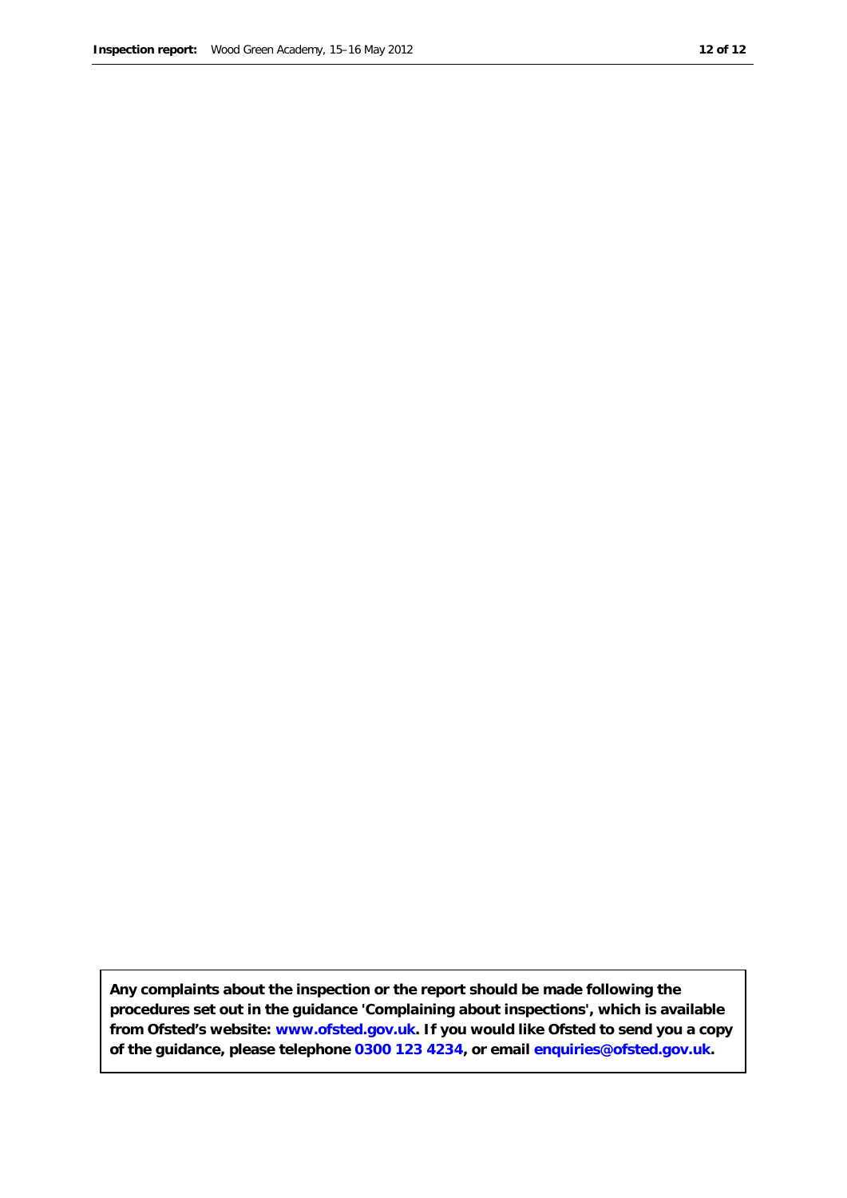**Any complaints about the inspection or the report should be made following the procedures set out in the guidance 'Complaining about inspections', which is available from Ofsted's website: www.ofsted.gov.uk. If you would like Ofsted to send you a copy of the guidance, please telephone 0300 123 4234, or email enquiries@ofsted.gov.uk.**